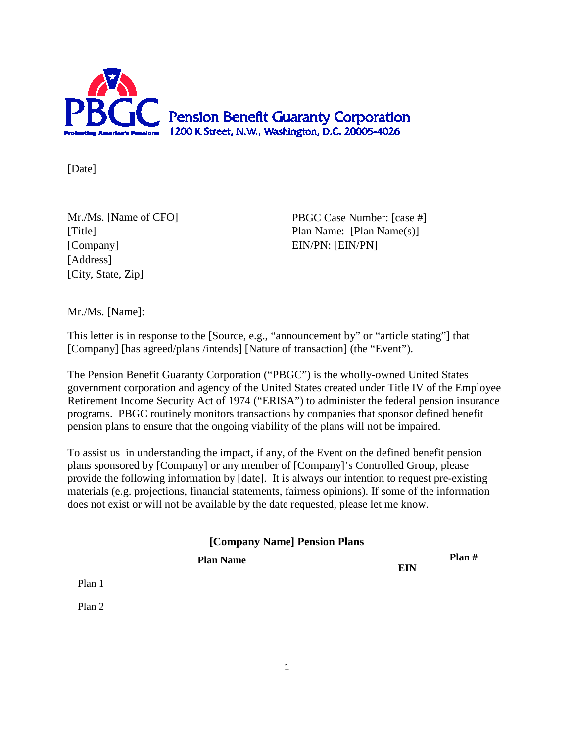PBGC Protecting America's Pensions

**Pension Benefit Guaranty Corporation**
1200 K Street, N.W., Washington, D.C. 20005-4026

[Date]

Mr./Ms. [Name of CFO]
[Title]
[Company]
[Address]
[City, State, Zip]

PBGC Case Number: [case #]
Plan Name: [Plan Name(s)]
EIN/PN: [EIN/PN]

Mr./Ms. [Name]:

This letter is in response to the [Source, e.g., "announcement by" or "article stating"] that [Company] [has agreed/plans /intends] [Nature of transaction] (the "Event").

The Pension Benefit Guaranty Corporation ("PBGC") is the wholly-owned United States government corporation and agency of the United States created under Title IV of the Employee Retirement Income Security Act of 1974 ("ERISA") to administer the federal pension insurance programs. PBGC routinely monitors transactions by companies that sponsor defined benefit pension plans to ensure that the ongoing viability of the plans will not be impaired.

To assist us in understanding the impact, if any, of the Event on the defined benefit pension plans sponsored by [Company] or any member of [Company]'s Controlled Group, please provide the following information by [date]. It is always our intention to request pre-existing materials (e.g. projections, financial statements, fairness opinions). If some of the information does not exist or will not be available by the date requested, please let me know.

**[Company Name] Pension Plans**

| Plan Name | EIN | Plan # |
|---|---|---|
| Plan 1 | | |
| Plan 2 | | |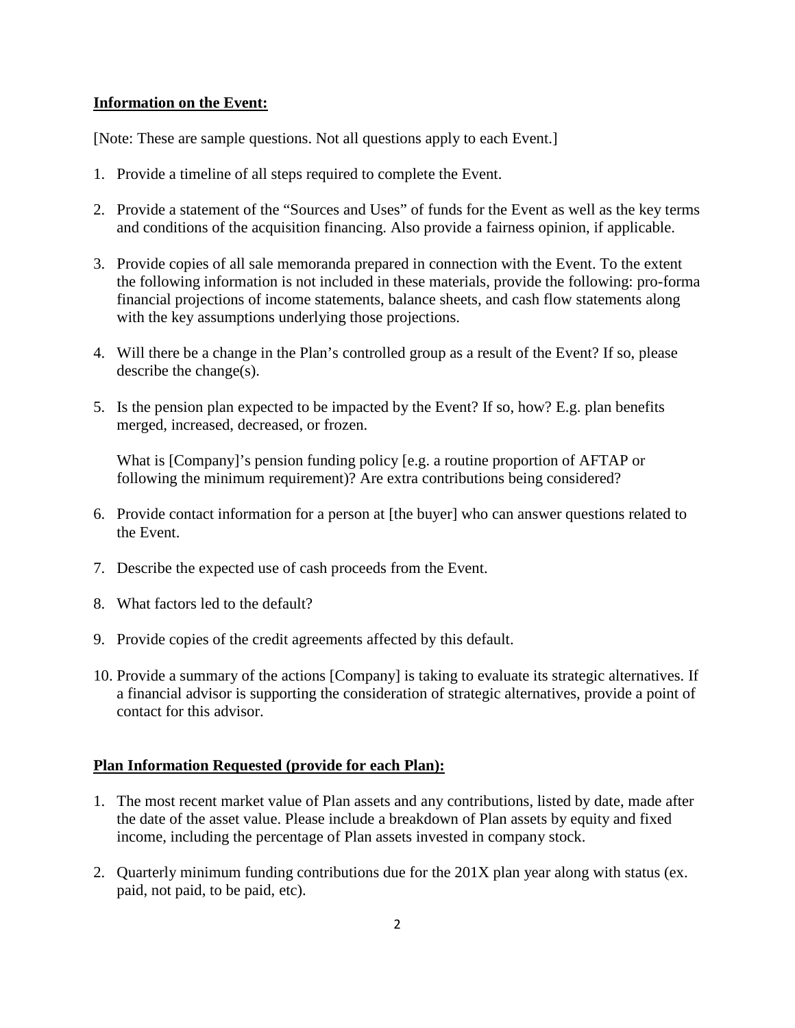**<u>Information on the Event:</u>**

[Note: These are sample questions. Not all questions apply to each Event.]

1. Provide a timeline of all steps required to complete the Event.

2. Provide a statement of the "Sources and Uses" of funds for the Event as well as the key terms and conditions of the acquisition financing. Also provide a fairness opinion, if applicable.

3. Provide copies of all sale memoranda prepared in connection with the Event. To the extent the following information is not included in these materials, provide the following: pro-forma financial projections of income statements, balance sheets, and cash flow statements along with the key assumptions underlying those projections.

4. Will there be a change in the Plan's controlled group as a result of the Event? If so, please describe the change(s).

5. Is the pension plan expected to be impacted by the Event? If so, how? E.g. plan benefits merged, increased, decreased, or frozen.

   What is [Company]'s pension funding policy [e.g. a routine proportion of AFTAP or following the minimum requirement)? Are extra contributions being considered?

6. Provide contact information for a person at [the buyer] who can answer questions related to the Event.

7. Describe the expected use of cash proceeds from the Event.

8. What factors led to the default?

9. Provide copies of the credit agreements affected by this default.

10. Provide a summary of the actions [Company] is taking to evaluate its strategic alternatives. If a financial advisor is supporting the consideration of strategic alternatives, provide a point of contact for this advisor.

**<u>Plan Information Requested (provide for each Plan):</u>**

1. The most recent market value of Plan assets and any contributions, listed by date, made after the date of the asset value. Please include a breakdown of Plan assets by equity and fixed income, including the percentage of Plan assets invested in company stock.

2. Quarterly minimum funding contributions due for the 201X plan year along with status (ex. paid, not paid, to be paid, etc).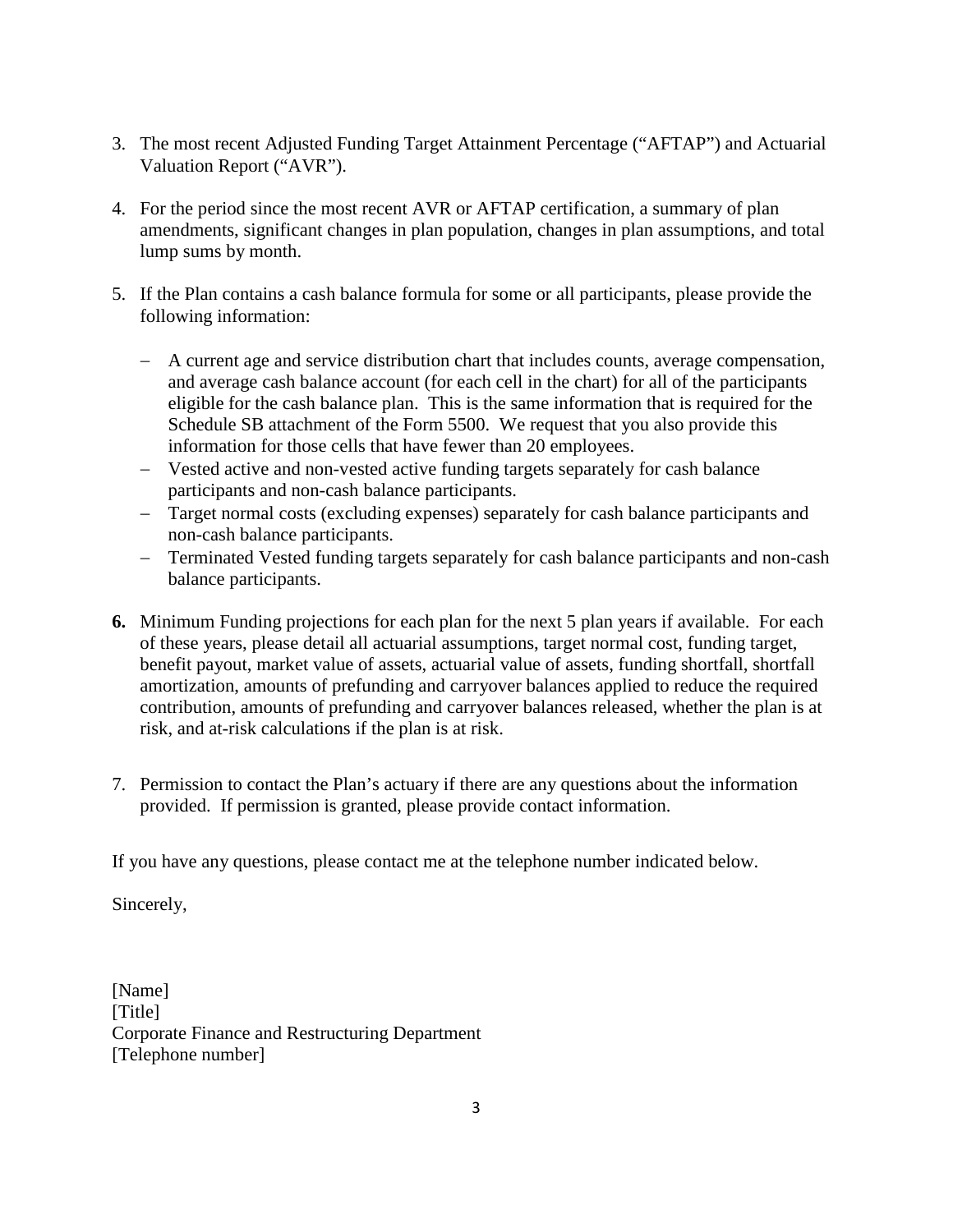3. The most recent Adjusted Funding Target Attainment Percentage ("AFTAP") and Actuarial Valuation Report ("AVR").

4. For the period since the most recent AVR or AFTAP certification, a summary of plan amendments, significant changes in plan population, changes in plan assumptions, and total lump sums by month.

5. If the Plan contains a cash balance formula for some or all participants, please provide the following information:

   - A current age and service distribution chart that includes counts, average compensation, and average cash balance account (for each cell in the chart) for all of the participants eligible for the cash balance plan. This is the same information that is required for the Schedule SB attachment of the Form 5500. We request that you also provide this information for those cells that have fewer than 20 employees.
   - Vested active and non-vested active funding targets separately for cash balance participants and non-cash balance participants.
   - Target normal costs (excluding expenses) separately for cash balance participants and non-cash balance participants.
   - Terminated Vested funding targets separately for cash balance participants and non-cash balance participants.

6. Minimum Funding projections for each plan for the next 5 plan years if available. For each of these years, please detail all actuarial assumptions, target normal cost, funding target, benefit payout, market value of assets, actuarial value of assets, funding shortfall, shortfall amortization, amounts of prefunding and carryover balances applied to reduce the required contribution, amounts of prefunding and carryover balances released, whether the plan is at risk, and at-risk calculations if the plan is at risk.

7. Permission to contact the Plan's actuary if there are any questions about the information provided. If permission is granted, please provide contact information.

If you have any questions, please contact me at the telephone number indicated below.

Sincerely,

[Name]
[Title]
Corporate Finance and Restructuring Department
[Telephone number]